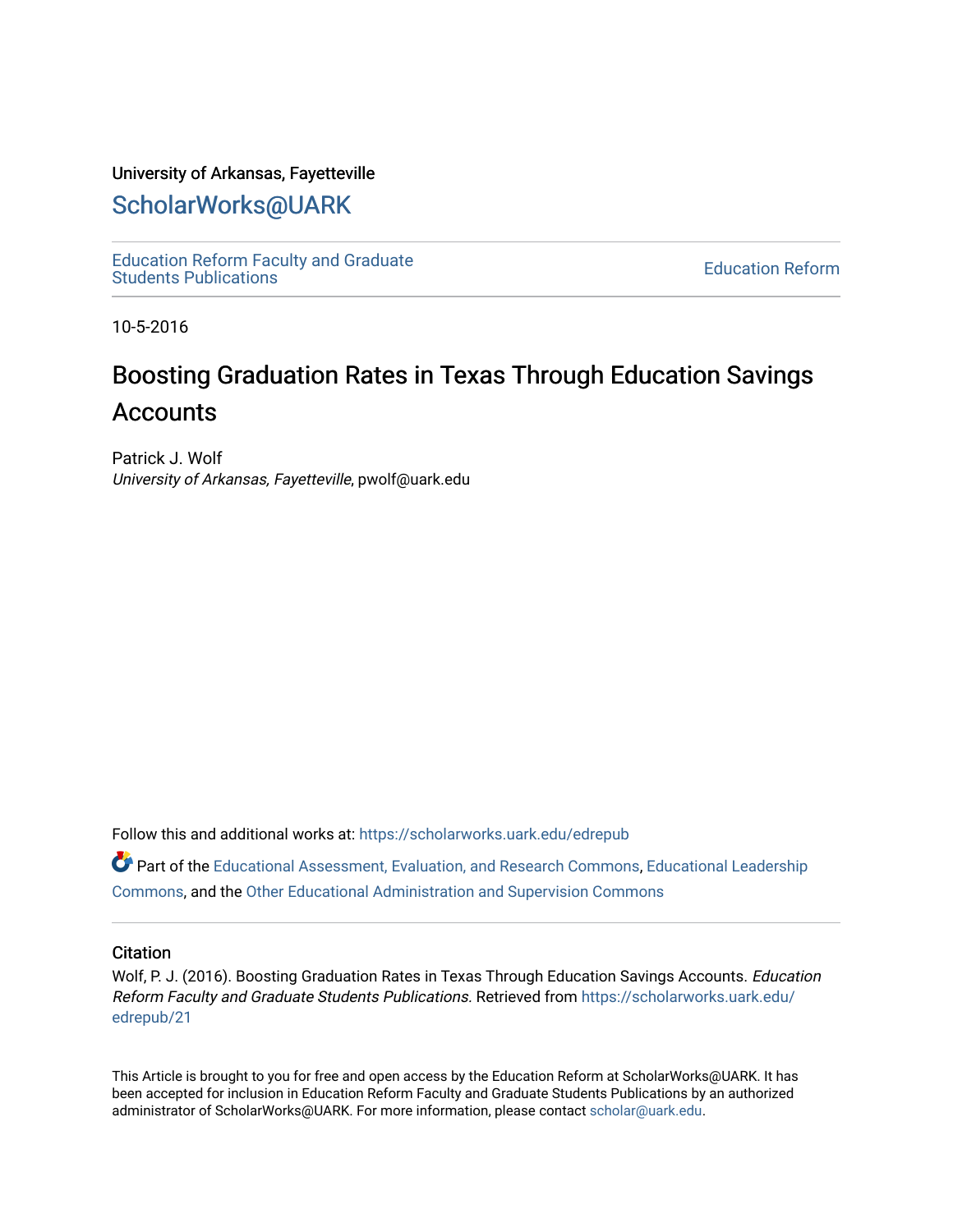University of Arkansas, Fayetteville

# ScholarWorks@UARK

Education Reform Faculty and Graduate Students Publications

Education Reform

10-5-2016

# Boosting Graduation Rates in Texas Through Education Savings Accounts

Patrick J. Wolf
*University of Arkansas, Fayetteville*, pwolf@uark.edu

Follow this and additional works at: https://scholarworks.uark.edu/edrepub

Part of the Educational Assessment, Evaluation, and Research Commons, Educational Leadership Commons, and the Other Educational Administration and Supervision Commons

## Citation

Wolf, P. J. (2016). Boosting Graduation Rates in Texas Through Education Savings Accounts. *Education Reform Faculty and Graduate Students Publications.* Retrieved from https://scholarworks.uark.edu/edrepub/21

This Article is brought to you for free and open access by the Education Reform at ScholarWorks@UARK. It has been accepted for inclusion in Education Reform Faculty and Graduate Students Publications by an authorized administrator of ScholarWorks@UARK. For more information, please contact scholar@uark.edu.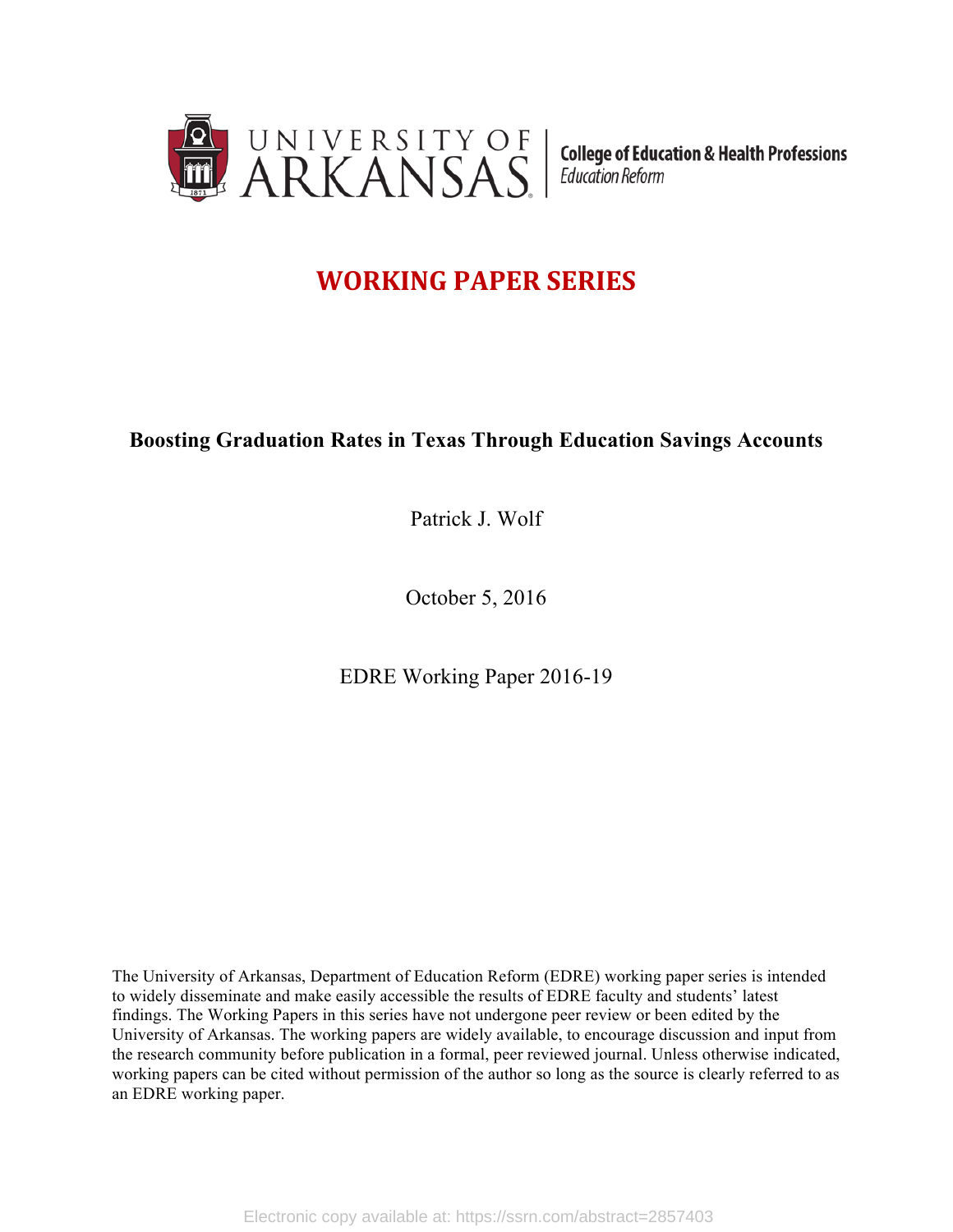UNIVERSITY OF ARKANSAS | College of Education & Health Professions *Education Reform*

## WORKING PAPER SERIES

### Boosting Graduation Rates in Texas Through Education Savings Accounts

Patrick J. Wolf

October 5, 2016

EDRE Working Paper 2016-19

The University of Arkansas, Department of Education Reform (EDRE) working paper series is intended to widely disseminate and make easily accessible the results of EDRE faculty and students' latest findings. The Working Papers in this series have not undergone peer review or been edited by the University of Arkansas. The working papers are widely available, to encourage discussion and input from the research community before publication in a formal, peer reviewed journal. Unless otherwise indicated, working papers can be cited without permission of the author so long as the source is clearly referred to as an EDRE working paper.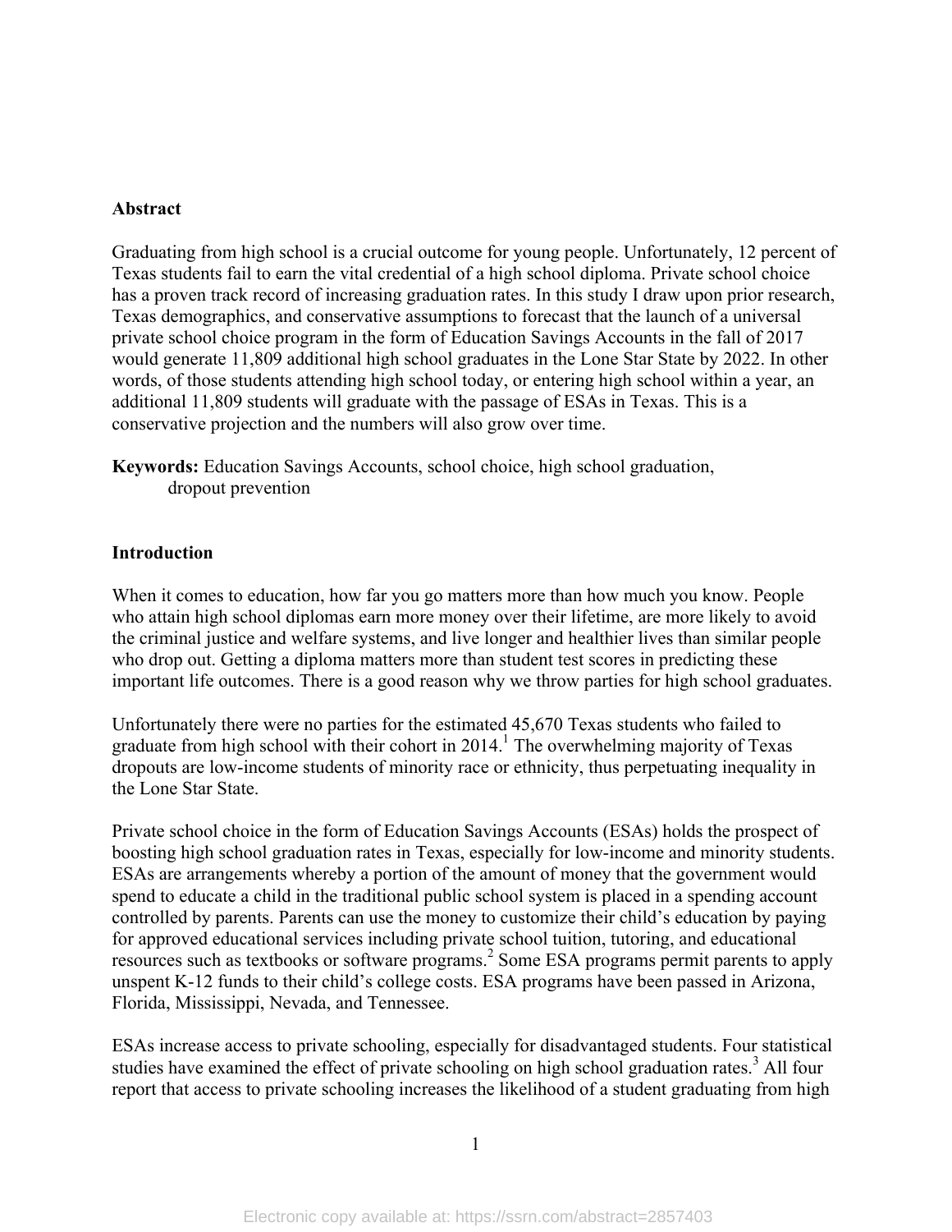**Abstract**

Graduating from high school is a crucial outcome for young people. Unfortunately, 12 percent of Texas students fail to earn the vital credential of a high school diploma. Private school choice has a proven track record of increasing graduation rates. In this study I draw upon prior research, Texas demographics, and conservative assumptions to forecast that the launch of a universal private school choice program in the form of Education Savings Accounts in the fall of 2017 would generate 11,809 additional high school graduates in the Lone Star State by 2022. In other words, of those students attending high school today, or entering high school within a year, an additional 11,809 students will graduate with the passage of ESAs in Texas. This is a conservative projection and the numbers will also grow over time.

**Keywords:** Education Savings Accounts, school choice, high school graduation, dropout prevention

**Introduction**

When it comes to education, how far you go matters more than how much you know. People who attain high school diplomas earn more money over their lifetime, are more likely to avoid the criminal justice and welfare systems, and live longer and healthier lives than similar people who drop out. Getting a diploma matters more than student test scores in predicting these important life outcomes. There is a good reason why we throw parties for high school graduates.

Unfortunately there were no parties for the estimated 45,670 Texas students who failed to graduate from high school with their cohort in 2014.[1] The overwhelming majority of Texas dropouts are low-income students of minority race or ethnicity, thus perpetuating inequality in the Lone Star State.

Private school choice in the form of Education Savings Accounts (ESAs) holds the prospect of boosting high school graduation rates in Texas, especially for low-income and minority students. ESAs are arrangements whereby a portion of the amount of money that the government would spend to educate a child in the traditional public school system is placed in a spending account controlled by parents. Parents can use the money to customize their child's education by paying for approved educational services including private school tuition, tutoring, and educational resources such as textbooks or software programs.[2] Some ESA programs permit parents to apply unspent K-12 funds to their child's college costs. ESA programs have been passed in Arizona, Florida, Mississippi, Nevada, and Tennessee.

ESAs increase access to private schooling, especially for disadvantaged students. Four statistical studies have examined the effect of private schooling on high school graduation rates.[3] All four report that access to private schooling increases the likelihood of a student graduating from high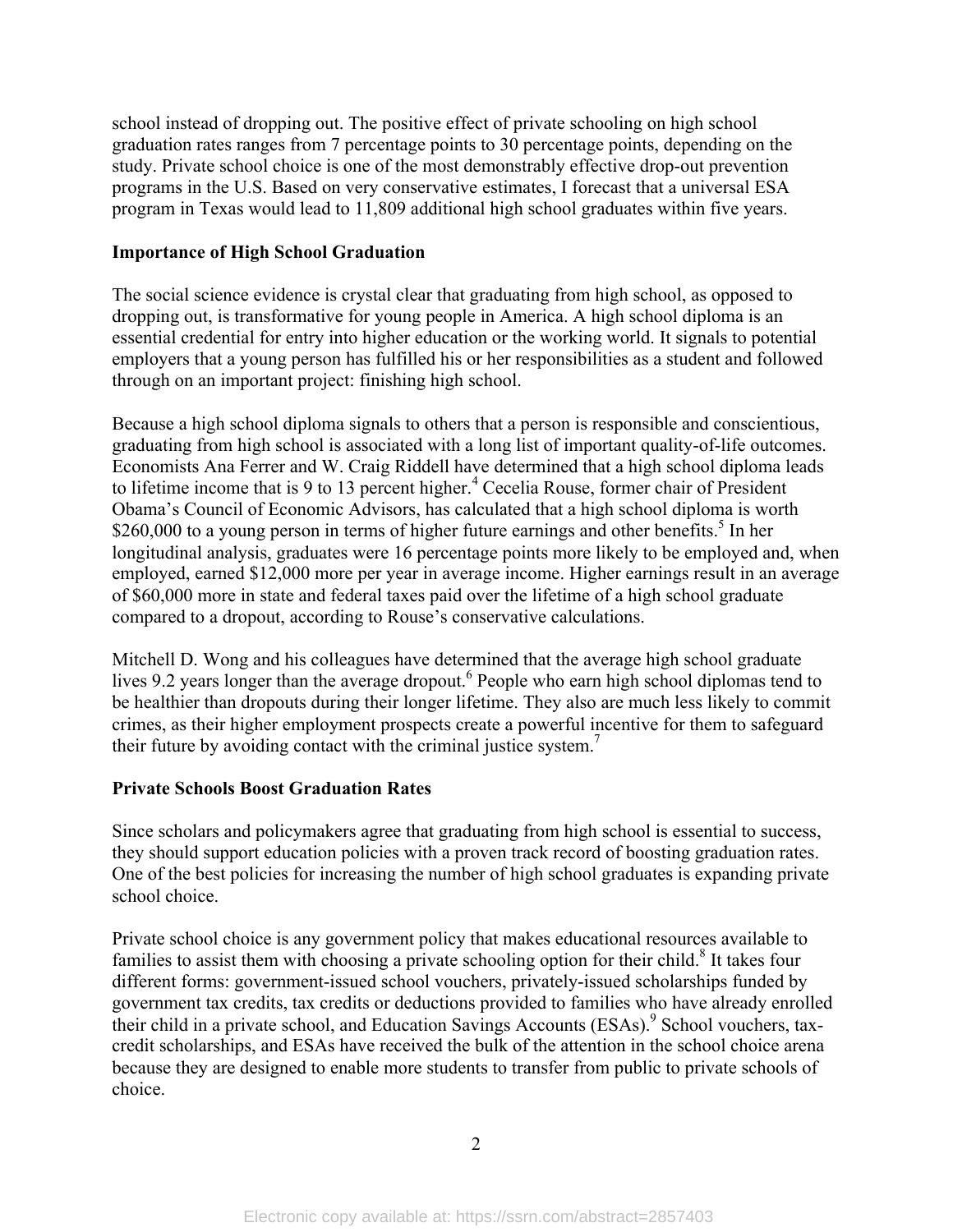school instead of dropping out. The positive effect of private schooling on high school graduation rates ranges from 7 percentage points to 30 percentage points, depending on the study. Private school choice is one of the most demonstrably effective drop-out prevention programs in the U.S. Based on very conservative estimates, I forecast that a universal ESA program in Texas would lead to 11,809 additional high school graduates within five years.

## Importance of High School Graduation

The social science evidence is crystal clear that graduating from high school, as opposed to dropping out, is transformative for young people in America. A high school diploma is an essential credential for entry into higher education or the working world. It signals to potential employers that a young person has fulfilled his or her responsibilities as a student and followed through on an important project: finishing high school.

Because a high school diploma signals to others that a person is responsible and conscientious, graduating from high school is associated with a long list of important quality-of-life outcomes. Economists Ana Ferrer and W. Craig Riddell have determined that a high school diploma leads to lifetime income that is 9 to 13 percent higher.[4] Cecelia Rouse, former chair of President Obama's Council of Economic Advisors, has calculated that a high school diploma is worth $260,000 to a young person in terms of higher future earnings and other benefits.[5] In her longitudinal analysis, graduates were 16 percentage points more likely to be employed and, when employed, earned $12,000 more per year in average income. Higher earnings result in an average of $60,000 more in state and federal taxes paid over the lifetime of a high school graduate compared to a dropout, according to Rouse's conservative calculations.

Mitchell D. Wong and his colleagues have determined that the average high school graduate lives 9.2 years longer than the average dropout.[6] People who earn high school diplomas tend to be healthier than dropouts during their longer lifetime. They also are much less likely to commit crimes, as their higher employment prospects create a powerful incentive for them to safeguard their future by avoiding contact with the criminal justice system.[7]

## Private Schools Boost Graduation Rates

Since scholars and policymakers agree that graduating from high school is essential to success, they should support education policies with a proven track record of boosting graduation rates. One of the best policies for increasing the number of high school graduates is expanding private school choice.

Private school choice is any government policy that makes educational resources available to families to assist them with choosing a private schooling option for their child.[8] It takes four different forms: government-issued school vouchers, privately-issued scholarships funded by government tax credits, tax credits or deductions provided to families who have already enrolled their child in a private school, and Education Savings Accounts (ESAs).[9] School vouchers, tax-credit scholarships, and ESAs have received the bulk of the attention in the school choice arena because they are designed to enable more students to transfer from public to private schools of choice.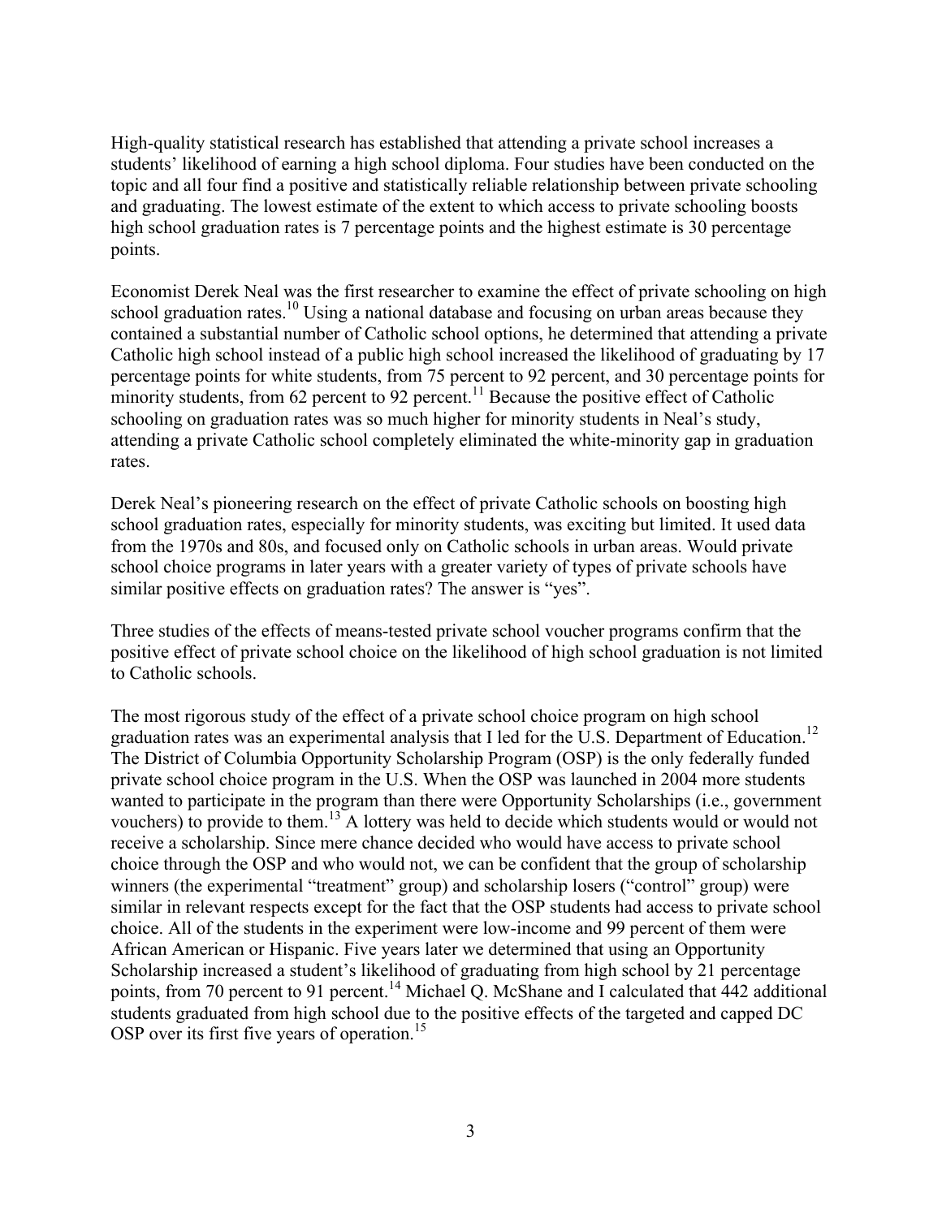High-quality statistical research has established that attending a private school increases a students' likelihood of earning a high school diploma. Four studies have been conducted on the topic and all four find a positive and statistically reliable relationship between private schooling and graduating. The lowest estimate of the extent to which access to private schooling boosts high school graduation rates is 7 percentage points and the highest estimate is 30 percentage points.

Economist Derek Neal was the first researcher to examine the effect of private schooling on high school graduation rates.[10] Using a national database and focusing on urban areas because they contained a substantial number of Catholic school options, he determined that attending a private Catholic high school instead of a public high school increased the likelihood of graduating by 17 percentage points for white students, from 75 percent to 92 percent, and 30 percentage points for minority students, from 62 percent to 92 percent.[11] Because the positive effect of Catholic schooling on graduation rates was so much higher for minority students in Neal's study, attending a private Catholic school completely eliminated the white-minority gap in graduation rates.

Derek Neal's pioneering research on the effect of private Catholic schools on boosting high school graduation rates, especially for minority students, was exciting but limited. It used data from the 1970s and 80s, and focused only on Catholic schools in urban areas. Would private school choice programs in later years with a greater variety of types of private schools have similar positive effects on graduation rates? The answer is "yes".

Three studies of the effects of means-tested private school voucher programs confirm that the positive effect of private school choice on the likelihood of high school graduation is not limited to Catholic schools.

The most rigorous study of the effect of a private school choice program on high school graduation rates was an experimental analysis that I led for the U.S. Department of Education.[12] The District of Columbia Opportunity Scholarship Program (OSP) is the only federally funded private school choice program in the U.S. When the OSP was launched in 2004 more students wanted to participate in the program than there were Opportunity Scholarships (i.e., government vouchers) to provide to them.[13] A lottery was held to decide which students would or would not receive a scholarship. Since mere chance decided who would have access to private school choice through the OSP and who would not, we can be confident that the group of scholarship winners (the experimental "treatment" group) and scholarship losers ("control" group) were similar in relevant respects except for the fact that the OSP students had access to private school choice. All of the students in the experiment were low-income and 99 percent of them were African American or Hispanic. Five years later we determined that using an Opportunity Scholarship increased a student's likelihood of graduating from high school by 21 percentage points, from 70 percent to 91 percent.[14] Michael Q. McShane and I calculated that 442 additional students graduated from high school due to the positive effects of the targeted and capped DC OSP over its first five years of operation.[15]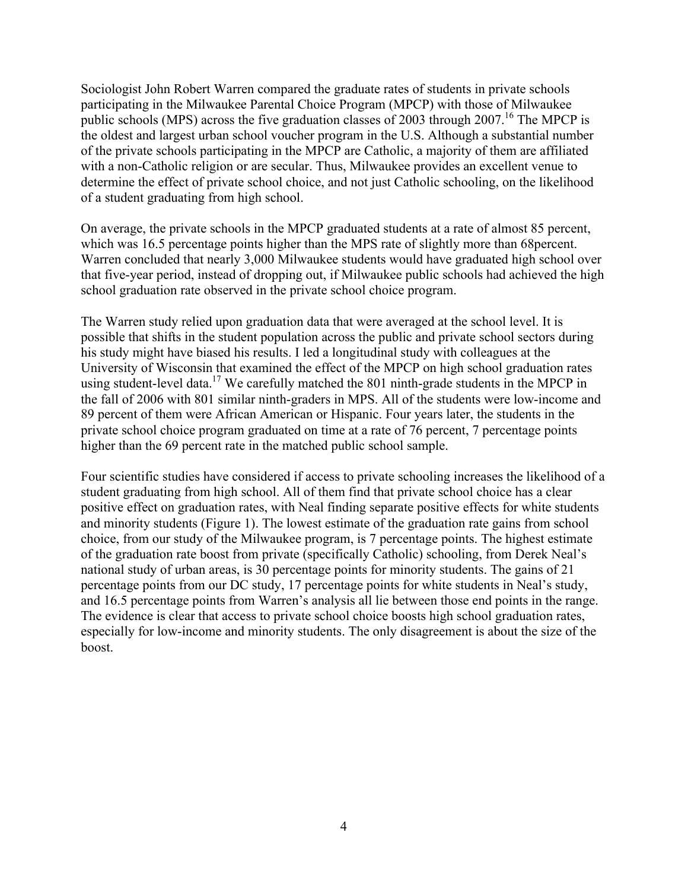Sociologist John Robert Warren compared the graduate rates of students in private schools participating in the Milwaukee Parental Choice Program (MPCP) with those of Milwaukee public schools (MPS) across the five graduation classes of 2003 through 2007.[16] The MPCP is the oldest and largest urban school voucher program in the U.S. Although a substantial number of the private schools participating in the MPCP are Catholic, a majority of them are affiliated with a non-Catholic religion or are secular. Thus, Milwaukee provides an excellent venue to determine the effect of private school choice, and not just Catholic schooling, on the likelihood of a student graduating from high school.

On average, the private schools in the MPCP graduated students at a rate of almost 85 percent, which was 16.5 percentage points higher than the MPS rate of slightly more than 68percent. Warren concluded that nearly 3,000 Milwaukee students would have graduated high school over that five-year period, instead of dropping out, if Milwaukee public schools had achieved the high school graduation rate observed in the private school choice program.

The Warren study relied upon graduation data that were averaged at the school level. It is possible that shifts in the student population across the public and private school sectors during his study might have biased his results. I led a longitudinal study with colleagues at the University of Wisconsin that examined the effect of the MPCP on high school graduation rates using student-level data.[17] We carefully matched the 801 ninth-grade students in the MPCP in the fall of 2006 with 801 similar ninth-graders in MPS. All of the students were low-income and 89 percent of them were African American or Hispanic. Four years later, the students in the private school choice program graduated on time at a rate of 76 percent, 7 percentage points higher than the 69 percent rate in the matched public school sample.

Four scientific studies have considered if access to private schooling increases the likelihood of a student graduating from high school. All of them find that private school choice has a clear positive effect on graduation rates, with Neal finding separate positive effects for white students and minority students (Figure 1). The lowest estimate of the graduation rate gains from school choice, from our study of the Milwaukee program, is 7 percentage points. The highest estimate of the graduation rate boost from private (specifically Catholic) schooling, from Derek Neal's national study of urban areas, is 30 percentage points for minority students. The gains of 21 percentage points from our DC study, 17 percentage points for white students in Neal's study, and 16.5 percentage points from Warren's analysis all lie between those end points in the range. The evidence is clear that access to private school choice boosts high school graduation rates, especially for low-income and minority students. The only disagreement is about the size of the boost.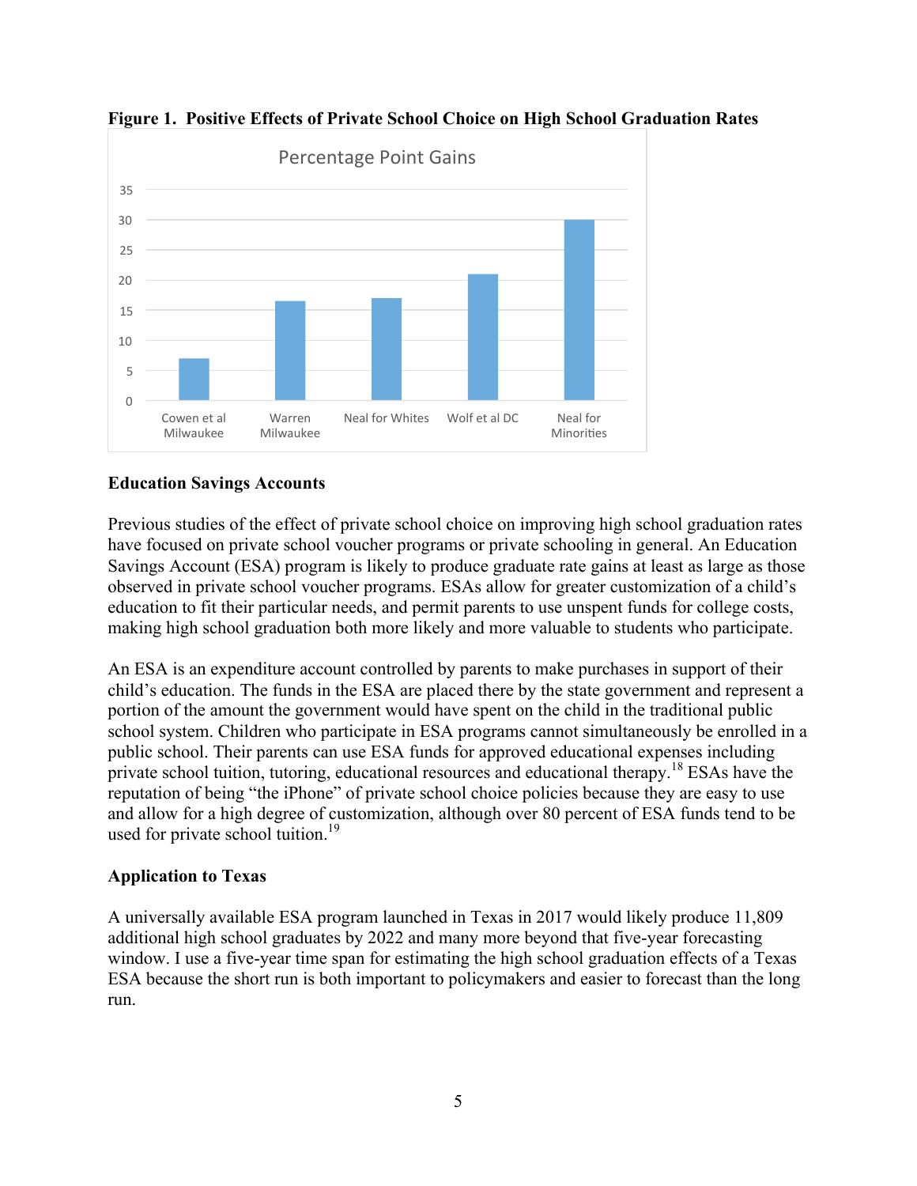**Figure 1. Positive Effects of Private School Choice on High School Graduation Rates**

## Education Savings Accounts

Previous studies of the effect of private school choice on improving high school graduation rates have focused on private school voucher programs or private schooling in general. An Education Savings Account (ESA) program is likely to produce graduate rate gains at least as large as those observed in private school voucher programs. ESAs allow for greater customization of a child's education to fit their particular needs, and permit parents to use unspent funds for college costs, making high school graduation both more likely and more valuable to students who participate.

An ESA is an expenditure account controlled by parents to make purchases in support of their child's education. The funds in the ESA are placed there by the state government and represent a portion of the amount the government would have spent on the child in the traditional public school system. Children who participate in ESA programs cannot simultaneously be enrolled in a public school. Their parents can use ESA funds for approved educational expenses including private school tuition, tutoring, educational resources and educational therapy.[18] ESAs have the reputation of being "the iPhone" of private school choice policies because they are easy to use and allow for a high degree of customization, although over 80 percent of ESA funds tend to be used for private school tuition.[19]

## Application to Texas

A universally available ESA program launched in Texas in 2017 would likely produce 11,809 additional high school graduates by 2022 and many more beyond that five-year forecasting window. I use a five-year time span for estimating the high school graduation effects of a Texas ESA because the short run is both important to policymakers and easier to forecast than the long run.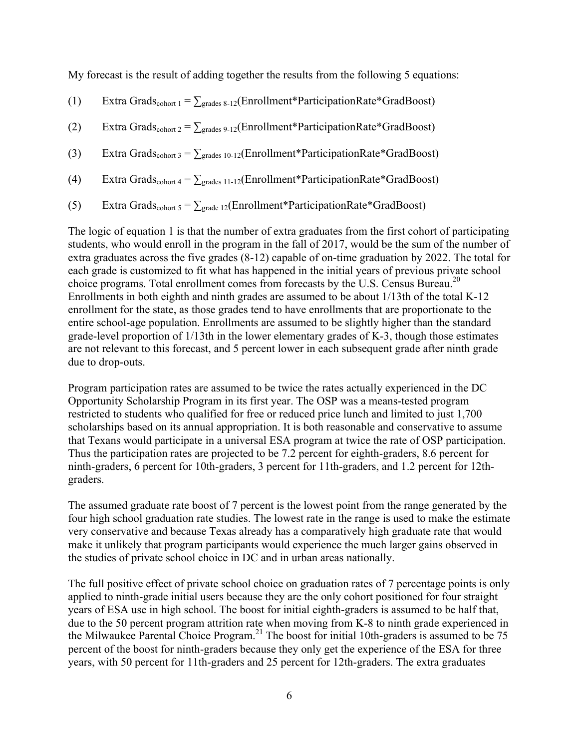My forecast is the result of adding together the results from the following 5 equations:

(1) $\text{Extra Grads}_{\text{cohort 1}} = \sum_{\text{grades 8-12}}(\text{Enrollment*ParticipationRate*GradBoost})$

(2) $\text{Extra Grads}_{\text{cohort 2}} = \sum_{\text{grades 9-12}}(\text{Enrollment*ParticipationRate*GradBoost})$

(3) $\text{Extra Grads}_{\text{cohort 3}} = \sum_{\text{grades 10-12}}(\text{Enrollment*ParticipationRate*GradBoost})$

(4) $\text{Extra Grads}_{\text{cohort 4}} = \sum_{\text{grades 11-12}}(\text{Enrollment*ParticipationRate*GradBoost})$

(5) $\text{Extra Grads}_{\text{cohort 5}} = \sum_{\text{grade 12}}(\text{Enrollment*ParticipationRate*GradBoost})$

The logic of equation 1 is that the number of extra graduates from the first cohort of participating students, who would enroll in the program in the fall of 2017, would be the sum of the number of extra graduates across the five grades (8-12) capable of on-time graduation by 2022. The total for each grade is customized to fit what has happened in the initial years of previous private school choice programs. Total enrollment comes from forecasts by the U.S. Census Bureau.[20] Enrollments in both eighth and ninth grades are assumed to be about 1/13th of the total K-12 enrollment for the state, as those grades tend to have enrollments that are proportionate to the entire school-age population. Enrollments are assumed to be slightly higher than the standard grade-level proportion of 1/13th in the lower elementary grades of K-3, though those estimates are not relevant to this forecast, and 5 percent lower in each subsequent grade after ninth grade due to drop-outs.

Program participation rates are assumed to be twice the rates actually experienced in the DC Opportunity Scholarship Program in its first year. The OSP was a means-tested program restricted to students who qualified for free or reduced price lunch and limited to just 1,700 scholarships based on its annual appropriation. It is both reasonable and conservative to assume that Texans would participate in a universal ESA program at twice the rate of OSP participation. Thus the participation rates are projected to be 7.2 percent for eighth-graders, 8.6 percent for ninth-graders, 6 percent for 10th-graders, 3 percent for 11th-graders, and 1.2 percent for 12th-graders.

The assumed graduate rate boost of 7 percent is the lowest point from the range generated by the four high school graduation rate studies. The lowest rate in the range is used to make the estimate very conservative and because Texas already has a comparatively high graduate rate that would make it unlikely that program participants would experience the much larger gains observed in the studies of private school choice in DC and in urban areas nationally.

The full positive effect of private school choice on graduation rates of 7 percentage points is only applied to ninth-grade initial users because they are the only cohort positioned for four straight years of ESA use in high school. The boost for initial eighth-graders is assumed to be half that, due to the 50 percent program attrition rate when moving from K-8 to ninth grade experienced in the Milwaukee Parental Choice Program.[21] The boost for initial 10th-graders is assumed to be 75 percent of the boost for ninth-graders because they only get the experience of the ESA for three years, with 50 percent for 11th-graders and 25 percent for 12th-graders. The extra graduates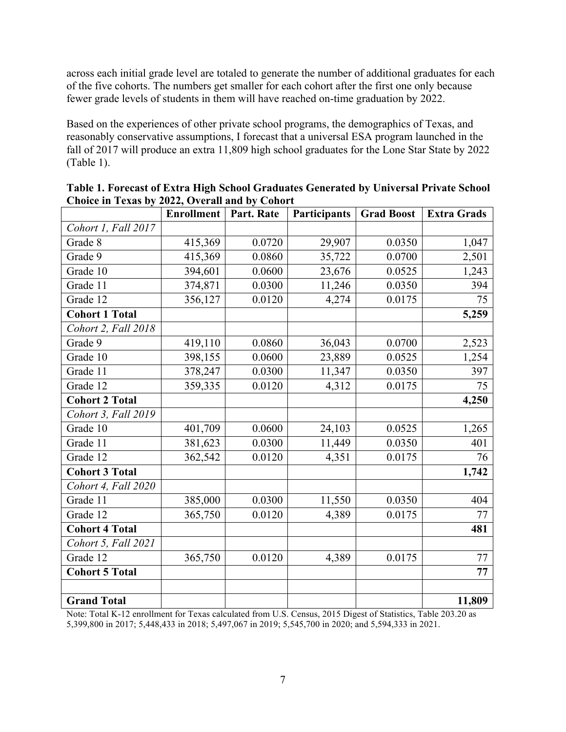across each initial grade level are totaled to generate the number of additional graduates for each of the five cohorts. The numbers get smaller for each cohort after the first one only because fewer grade levels of students in them will have reached on-time graduation by 2022.

Based on the experiences of other private school programs, the demographics of Texas, and reasonably conservative assumptions, I forecast that a universal ESA program launched in the fall of 2017 will produce an extra 11,809 high school graduates for the Lone Star State by 2022 (Table 1).

**Table 1. Forecast of Extra High School Graduates Generated by Universal Private School Choice in Texas by 2022, Overall and by Cohort**

| | Enrollment | Part. Rate | Participants | Grad Boost | Extra Grads |
|---|---|---|---|---|---|
| *Cohort 1, Fall 2017* | | | | | |
| Grade 8 | 415,369 | 0.0720 | 29,907 | 0.0350 | 1,047 |
| Grade 9 | 415,369 | 0.0860 | 35,722 | 0.0700 | 2,501 |
| Grade 10 | 394,601 | 0.0600 | 23,676 | 0.0525 | 1,243 |
| Grade 11 | 374,871 | 0.0300 | 11,246 | 0.0350 | 394 |
| Grade 12 | 356,127 | 0.0120 | 4,274 | 0.0175 | 75 |
| **Cohort 1 Total** | | | | | **5,259** |
| *Cohort 2, Fall 2018* | | | | | |
| Grade 9 | 419,110 | 0.0860 | 36,043 | 0.0700 | 2,523 |
| Grade 10 | 398,155 | 0.0600 | 23,889 | 0.0525 | 1,254 |
| Grade 11 | 378,247 | 0.0300 | 11,347 | 0.0350 | 397 |
| Grade 12 | 359,335 | 0.0120 | 4,312 | 0.0175 | 75 |
| **Cohort 2 Total** | | | | | **4,250** |
| *Cohort 3, Fall 2019* | | | | | |
| Grade 10 | 401,709 | 0.0600 | 24,103 | 0.0525 | 1,265 |
| Grade 11 | 381,623 | 0.0300 | 11,449 | 0.0350 | 401 |
| Grade 12 | 362,542 | 0.0120 | 4,351 | 0.0175 | 76 |
| **Cohort 3 Total** | | | | | **1,742** |
| *Cohort 4, Fall 2020* | | | | | |
| Grade 11 | 385,000 | 0.0300 | 11,550 | 0.0350 | 404 |
| Grade 12 | 365,750 | 0.0120 | 4,389 | 0.0175 | 77 |
| **Cohort 4 Total** | | | | | **481** |
| *Cohort 5, Fall 2021* | | | | | |
| Grade 12 | 365,750 | 0.0120 | 4,389 | 0.0175 | 77 |
| **Cohort 5 Total** | | | | | **77** |
| | | | | | |
| **Grand Total** | | | | | **11,809** |

Note: Total K-12 enrollment for Texas calculated from U.S. Census, 2015 Digest of Statistics, Table 203.20 as 5,399,800 in 2017; 5,448,433 in 2018; 5,497,067 in 2019; 5,545,700 in 2020; and 5,594,333 in 2021.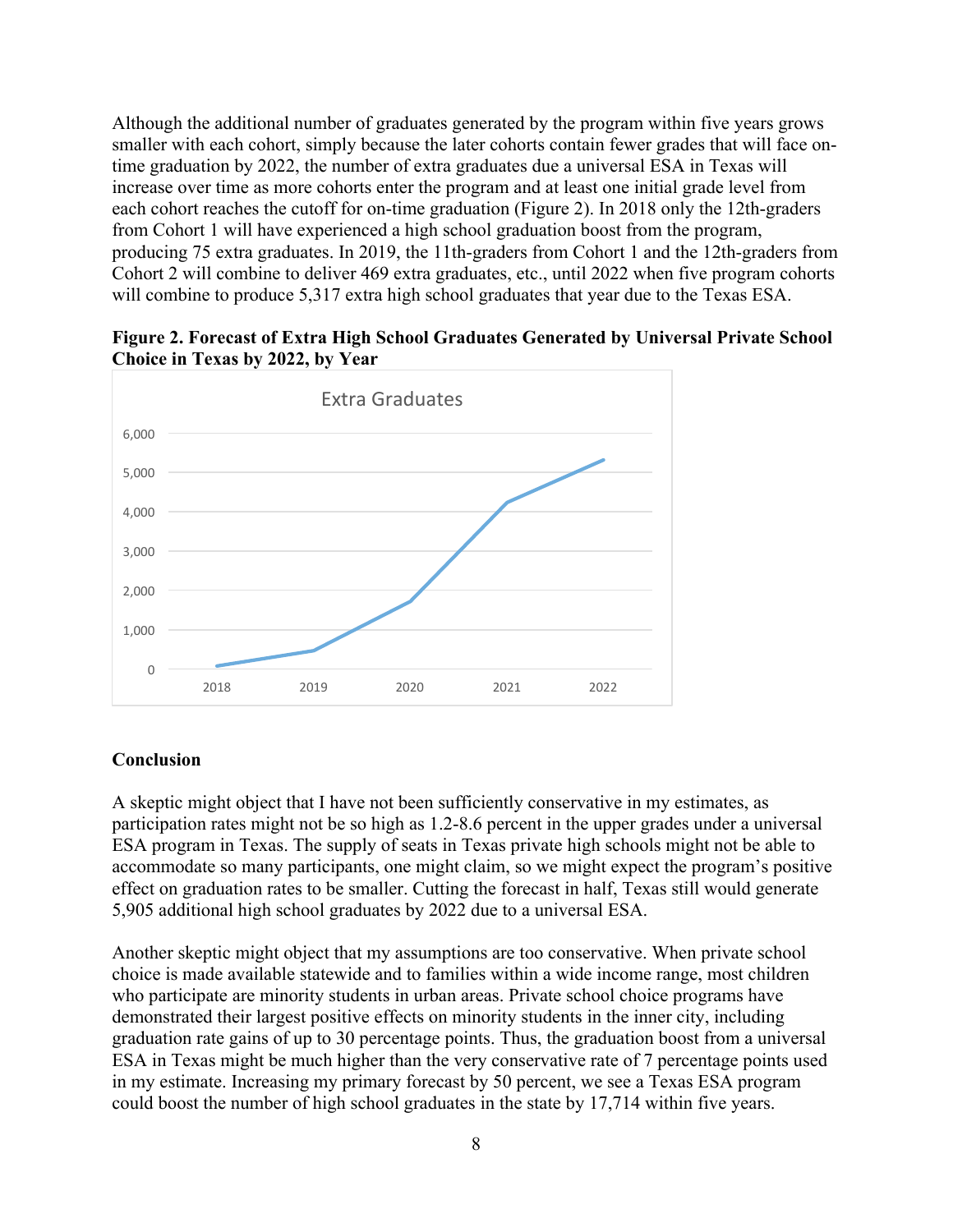Although the additional number of graduates generated by the program within five years grows smaller with each cohort, simply because the later cohorts contain fewer grades that will face on-time graduation by 2022, the number of extra graduates due a universal ESA in Texas will increase over time as more cohorts enter the program and at least one initial grade level from each cohort reaches the cutoff for on-time graduation (Figure 2). In 2018 only the 12th-graders from Cohort 1 will have experienced a high school graduation boost from the program, producing 75 extra graduates. In 2019, the 11th-graders from Cohort 1 and the 12th-graders from Cohort 2 will combine to deliver 469 extra graduates, etc., until 2022 when five program cohorts will combine to produce 5,317 extra high school graduates that year due to the Texas ESA.

**Figure 2. Forecast of Extra High School Graduates Generated by Universal Private School Choice in Texas by 2022, by Year**

## Conclusion

A skeptic might object that I have not been sufficiently conservative in my estimates, as participation rates might not be so high as 1.2-8.6 percent in the upper grades under a universal ESA program in Texas. The supply of seats in Texas private high schools might not be able to accommodate so many participants, one might claim, so we might expect the program's positive effect on graduation rates to be smaller. Cutting the forecast in half, Texas still would generate 5,905 additional high school graduates by 2022 due to a universal ESA.

Another skeptic might object that my assumptions are too conservative. When private school choice is made available statewide and to families within a wide income range, most children who participate are minority students in urban areas. Private school choice programs have demonstrated their largest positive effects on minority students in the inner city, including graduation rate gains of up to 30 percentage points. Thus, the graduation boost from a universal ESA in Texas might be much higher than the very conservative rate of 7 percentage points used in my estimate. Increasing my primary forecast by 50 percent, we see a Texas ESA program could boost the number of high school graduates in the state by 17,714 within five years.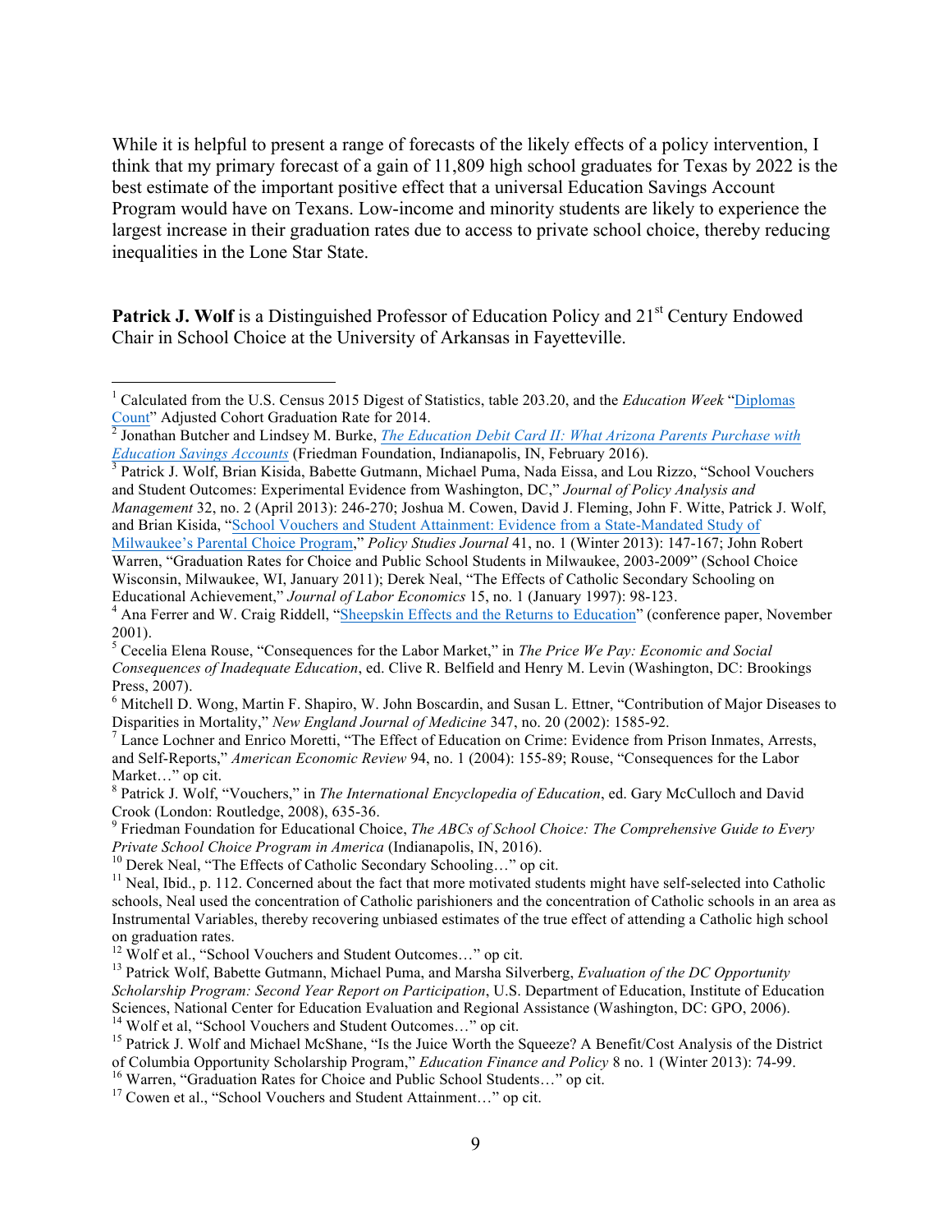While it is helpful to present a range of forecasts of the likely effects of a policy intervention, I think that my primary forecast of a gain of 11,809 high school graduates for Texas by 2022 is the best estimate of the important positive effect that a universal Education Savings Account Program would have on Texans. Low-income and minority students are likely to experience the largest increase in their graduation rates due to access to private school choice, thereby reducing inequalities in the Lone Star State.

**Patrick J. Wolf** is a Distinguished Professor of Education Policy and 21st Century Endowed Chair in School Choice at the University of Arkansas in Fayetteville.

---

[1] Calculated from the U.S. Census 2015 Digest of Statistics, table 203.20, and the *Education Week* "Diplomas Count" Adjusted Cohort Graduation Rate for 2014.

[2] Jonathan Butcher and Lindsey M. Burke, *The Education Debit Card II: What Arizona Parents Purchase with Education Savings Accounts* (Friedman Foundation, Indianapolis, IN, February 2016).

[3] Patrick J. Wolf, Brian Kisida, Babette Gutmann, Michael Puma, Nada Eissa, and Lou Rizzo, "School Vouchers and Student Outcomes: Experimental Evidence from Washington, DC," *Journal of Policy Analysis and Management* 32, no. 2 (April 2013): 246-270; Joshua M. Cowen, David J. Fleming, John F. Witte, Patrick J. Wolf, and Brian Kisida, "School Vouchers and Student Attainment: Evidence from a State-Mandated Study of Milwaukee's Parental Choice Program," *Policy Studies Journal* 41, no. 1 (Winter 2013): 147-167; John Robert Warren, "Graduation Rates for Choice and Public School Students in Milwaukee, 2003-2009" (School Choice Wisconsin, Milwaukee, WI, January 2011); Derek Neal, "The Effects of Catholic Secondary Schooling on Educational Achievement," *Journal of Labor Economics* 15, no. 1 (January 1997): 98-123.

[4] Ana Ferrer and W. Craig Riddell, "Sheepskin Effects and the Returns to Education" (conference paper, November 2001).

[5] Cecelia Elena Rouse, "Consequences for the Labor Market," in *The Price We Pay: Economic and Social Consequences of Inadequate Education*, ed. Clive R. Belfield and Henry M. Levin (Washington, DC: Brookings Press, 2007).

[6] Mitchell D. Wong, Martin F. Shapiro, W. John Boscardin, and Susan L. Ettner, "Contribution of Major Diseases to Disparities in Mortality," *New England Journal of Medicine* 347, no. 20 (2002): 1585-92.

[7] Lance Lochner and Enrico Moretti, "The Effect of Education on Crime: Evidence from Prison Inmates, Arrests, and Self-Reports," *American Economic Review* 94, no. 1 (2004): 155-89; Rouse, "Consequences for the Labor Market…" op cit.

[8] Patrick J. Wolf, "Vouchers," in *The International Encyclopedia of Education*, ed. Gary McCulloch and David Crook (London: Routledge, 2008), 635-36.

[9] Friedman Foundation for Educational Choice, *The ABCs of School Choice: The Comprehensive Guide to Every Private School Choice Program in America* (Indianapolis, IN, 2016).

[10] Derek Neal, "The Effects of Catholic Secondary Schooling…" op cit.

[11] Neal, Ibid., p. 112. Concerned about the fact that more motivated students might have self-selected into Catholic schools, Neal used the concentration of Catholic parishioners and the concentration of Catholic schools in an area as Instrumental Variables, thereby recovering unbiased estimates of the true effect of attending a Catholic high school on graduation rates.

[12] Wolf et al., "School Vouchers and Student Outcomes…" op cit.

[13] Patrick Wolf, Babette Gutmann, Michael Puma, and Marsha Silverberg, *Evaluation of the DC Opportunity Scholarship Program: Second Year Report on Participation*, U.S. Department of Education, Institute of Education Sciences, National Center for Education Evaluation and Regional Assistance (Washington, DC: GPO, 2006).

[14] Wolf et al, "School Vouchers and Student Outcomes…" op cit.

[15] Patrick J. Wolf and Michael McShane, "Is the Juice Worth the Squeeze? A Benefit/Cost Analysis of the District of Columbia Opportunity Scholarship Program," *Education Finance and Policy* 8 no. 1 (Winter 2013): 74-99.

[16] Warren, "Graduation Rates for Choice and Public School Students…" op cit.

[17] Cowen et al., "School Vouchers and Student Attainment…" op cit.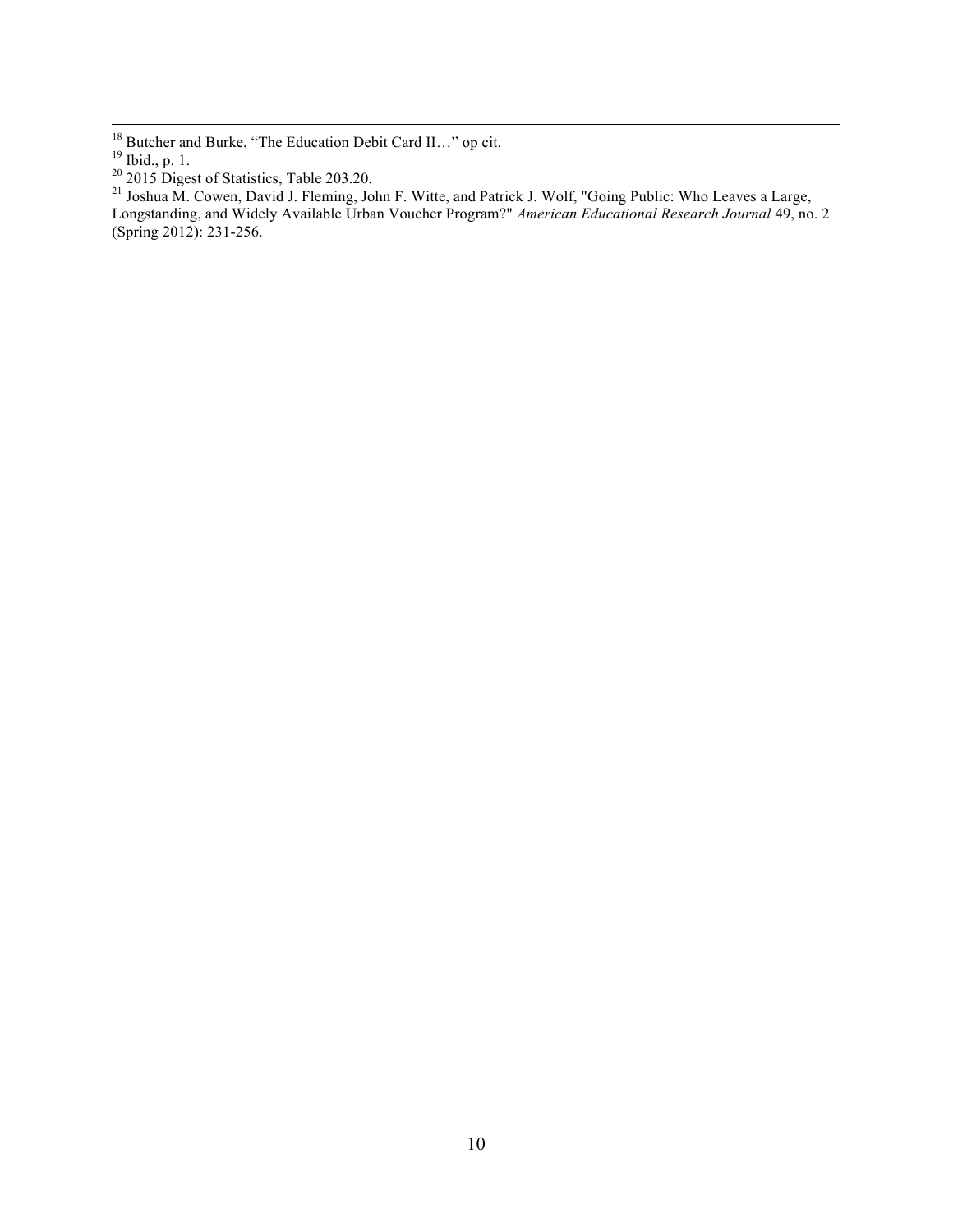[18] Butcher and Burke, "The Education Debit Card II…" op cit.

[19] Ibid., p. 1.

[20] 2015 Digest of Statistics, Table 203.20.

[21] Joshua M. Cowen, David J. Fleming, John F. Witte, and Patrick J. Wolf, "Going Public: Who Leaves a Large, Longstanding, and Widely Available Urban Voucher Program?" *American Educational Research Journal* 49, no. 2 (Spring 2012): 231-256.